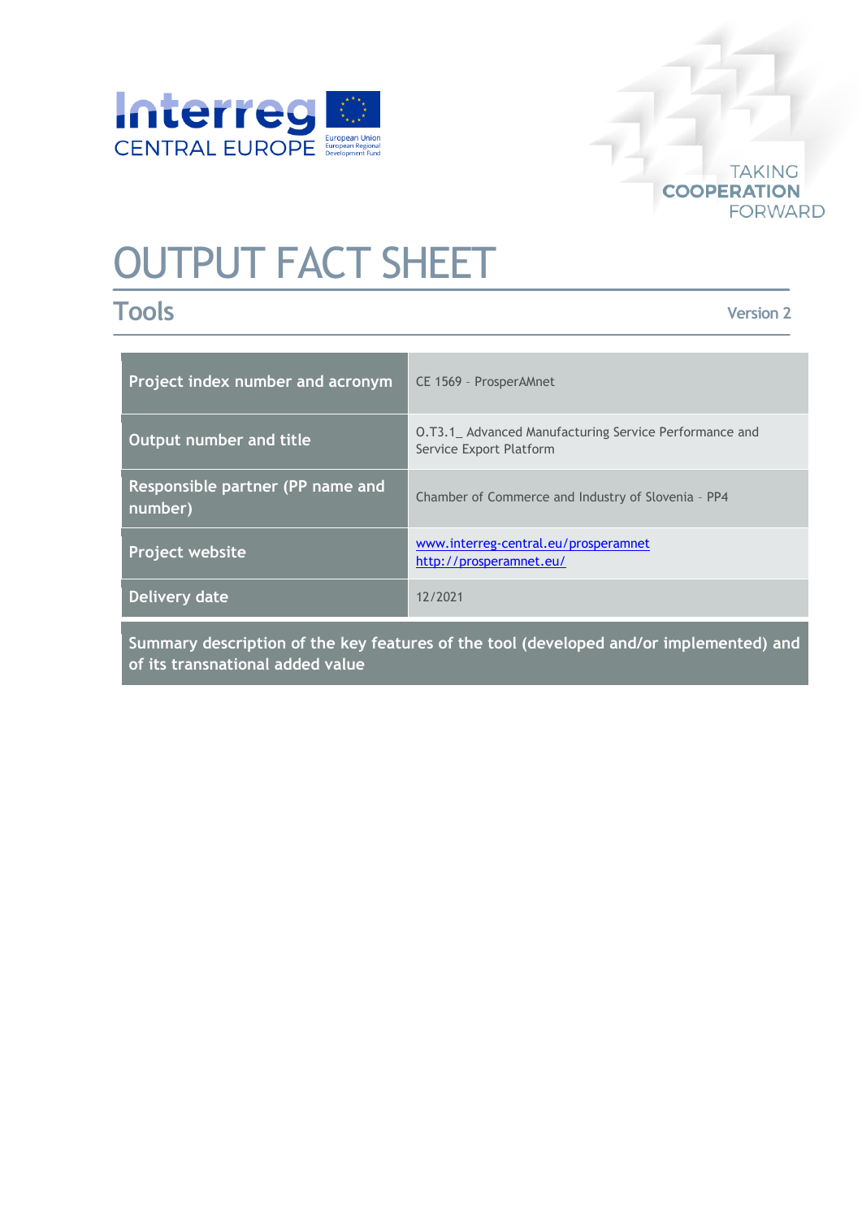# OUTPUT FACT SHEET

## Tools

Version 2

| Project index number and acronym | CE 1569 – ProsperAMnet |
|---|---|
| Output number and title | O.T3.1_ Advanced Manufacturing Service Performance and Service Export Platform |
| Responsible partner (PP name and number) | Chamber of Commerce and Industry of Slovenia – PP4 |
| Project website | www.interreg-central.eu/prosperamnet<br>http://prosperamnet.eu/ |
| Delivery date | 12/2021 |

**Summary description of the key features of the tool (developed and/or implemented) and of its transnational added value**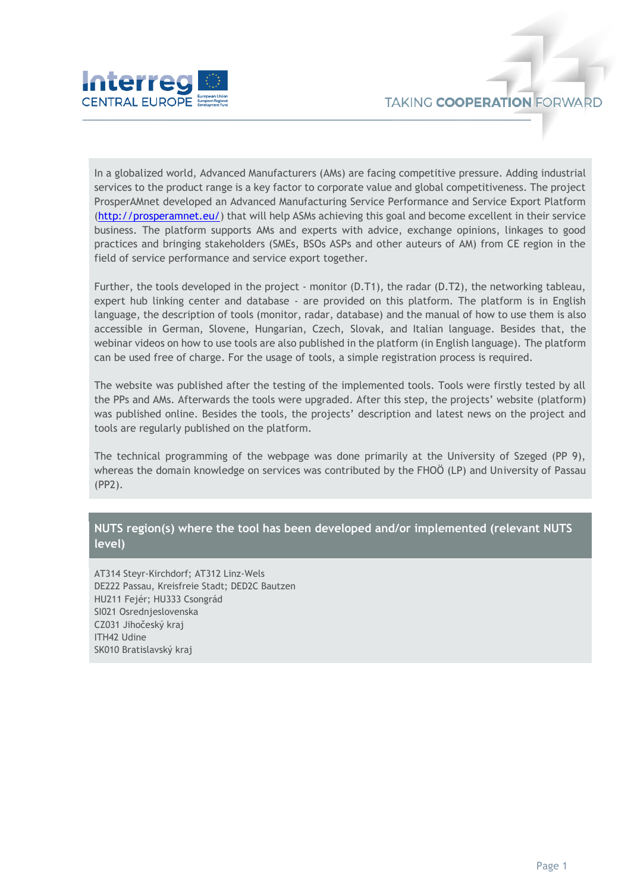In a globalized world, Advanced Manufacturers (AMs) are facing competitive pressure. Adding industrial services to the product range is a key factor to corporate value and global competitiveness. The project ProsperAMnet developed an Advanced Manufacturing Service Performance and Service Export Platform (http://prosperamnet.eu/) that will help ASMs achieving this goal and become excellent in their service business. The platform supports AMs and experts with advice, exchange opinions, linkages to good practices and bringing stakeholders (SMEs, BSOs ASPs and other auteurs of AM) from CE region in the field of service performance and service export together.

Further, the tools developed in the project - monitor (D.T1), the radar (D.T2), the networking tableau, expert hub linking center and database - are provided on this platform. The platform is in English language, the description of tools (monitor, radar, database) and the manual of how to use them is also accessible in German, Slovene, Hungarian, Czech, Slovak, and Italian language. Besides that, the webinar videos on how to use tools are also published in the platform (in English language). The platform can be used free of charge. For the usage of tools, a simple registration process is required.

The website was published after the testing of the implemented tools. Tools were firstly tested by all the PPs and AMs. Afterwards the tools were upgraded. After this step, the projects' website (platform) was published online. Besides the tools, the projects' description and latest news on the project and tools are regularly published on the platform.

The technical programming of the webpage was done primarily at the University of Szeged (PP 9), whereas the domain knowledge on services was contributed by the FHOÖ (LP) and University of Passau (PP2).

## NUTS region(s) where the tool has been developed and/or implemented (relevant NUTS level)

AT314 Steyr-Kirchdorf; AT312 Linz-Wels
DE222 Passau, Kreisfreie Stadt; DED2C Bautzen
HU211 Fejér; HU333 Csongrád
SI021 Osrednjeslovenska
CZ031 Jihočeský kraj
ITH42 Udine
SK010 Bratislavský kraj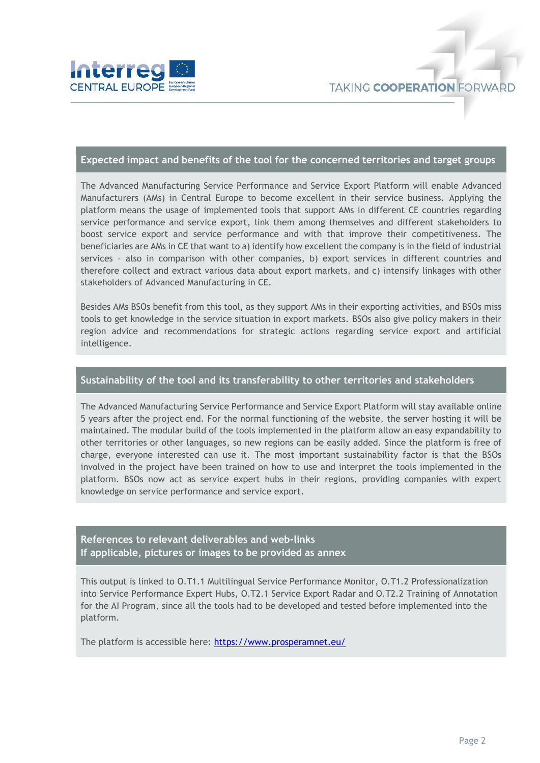## Expected impact and benefits of the tool for the concerned territories and target groups

The Advanced Manufacturing Service Performance and Service Export Platform will enable Advanced Manufacturers (AMs) in Central Europe to become excellent in their service business. Applying the platform means the usage of implemented tools that support AMs in different CE countries regarding service performance and service export, link them among themselves and different stakeholders to boost service export and service performance and with that improve their competitiveness. The beneficiaries are AMs in CE that want to a) identify how excellent the company is in the field of industrial services – also in comparison with other companies, b) export services in different countries and therefore collect and extract various data about export markets, and c) intensify linkages with other stakeholders of Advanced Manufacturing in CE.

Besides AMs BSOs benefit from this tool, as they support AMs in their exporting activities, and BSOs miss tools to get knowledge in the service situation in export markets. BSOs also give policy makers in their region advice and recommendations for strategic actions regarding service export and artificial intelligence.

## Sustainability of the tool and its transferability to other territories and stakeholders

The Advanced Manufacturing Service Performance and Service Export Platform will stay available online 5 years after the project end. For the normal functioning of the website, the server hosting it will be maintained. The modular build of the tools implemented in the platform allow an easy expandability to other territories or other languages, so new regions can be easily added. Since the platform is free of charge, everyone interested can use it. The most important sustainability factor is that the BSOs involved in the project have been trained on how to use and interpret the tools implemented in the platform. BSOs now act as service expert hubs in their regions, providing companies with expert knowledge on service performance and service export.

## References to relevant deliverables and web-links
## If applicable, pictures or images to be provided as annex

This output is linked to O.T1.1 Multilingual Service Performance Monitor, O.T1.2 Professionalization into Service Performance Expert Hubs, O.T2.1 Service Export Radar and O.T2.2 Training of Annotation for the AI Program, since all the tools had to be developed and tested before implemented into the platform.

The platform is accessible here: https://www.prosperamnet.eu/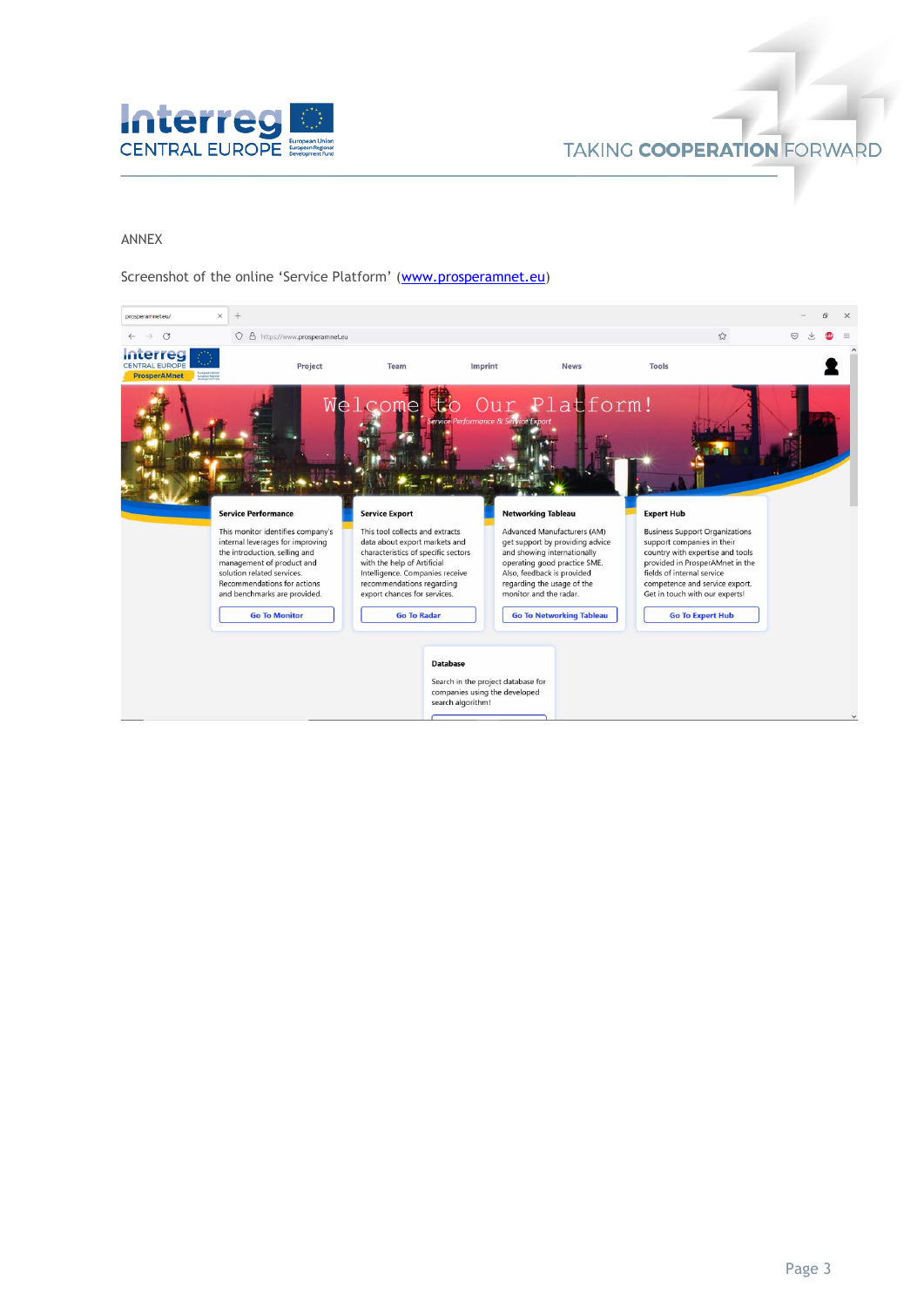ANNEX

Screenshot of the online 'Service Platform' ([www.prosperamnet.eu](http://www.prosperamnet.eu))

prosperamnet.eu/

https://www.prosperamnet.eu

Project Team Imprint News Tools

Welcome to Our Platform!

Service Performance & Service Export

**Service Performance**

This monitor identifies company's internal leverages for improving the introduction, selling and management of product and solution related services. Recommendations for actions and benchmarks are provided.

Go To Monitor

**Service Export**

This tool collects and extracts data about export markets and characteristics of specific sectors with the help of Artificial Intelligence. Companies receive recommendations regarding export chances for services.

Go To Radar

**Networking Tableau**

Advanced Manufacturers (AM) get support by providing advice and showing internationally operating good practice SME. Also, feedback is provided regarding the usage of the monitor and the radar.

Go To Networking Tableau

**Expert Hub**

Business Support Organizations support companies in their country with expertise and tools provided in ProsperAMnet in the fields of internal service competence and service export. Get in touch with our experts!

Go To Expert Hub

**Database**

Search in the project database for companies using the developed search algorithm!